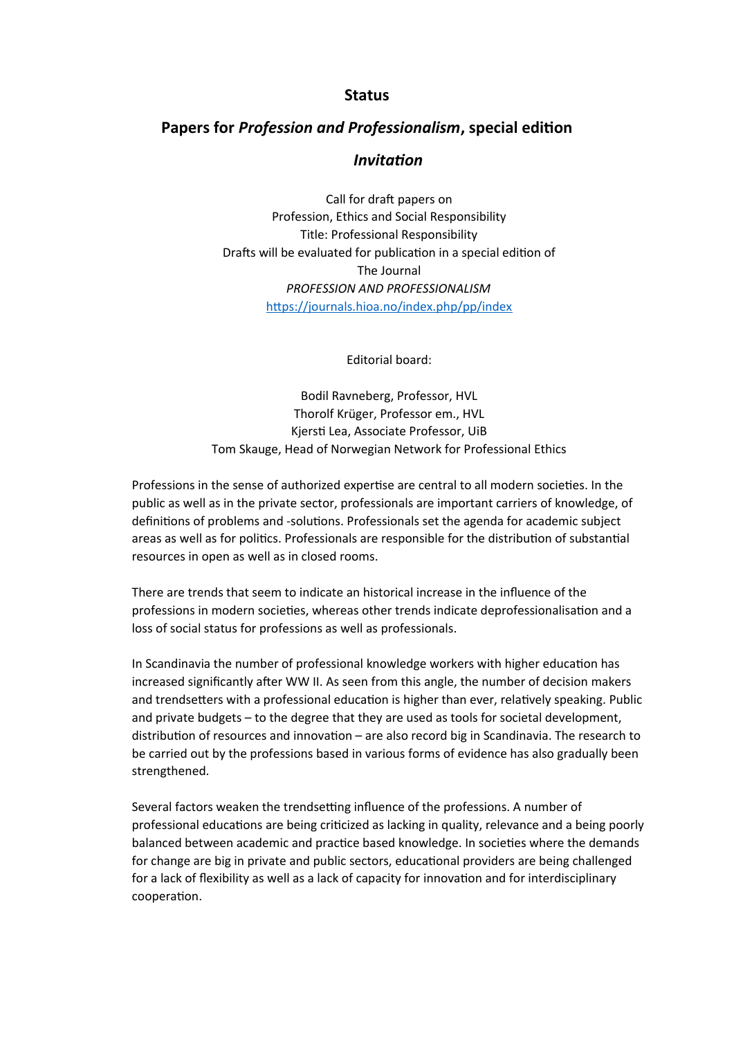## Status

## Papers for *Profession and Professionalism*, special edition

### *Invitation*

Call for draft papers on
Profession, Ethics and Social Responsibility
Title: Professional Responsibility
Drafts will be evaluated for publication in a special edition of
The Journal
*PROFESSION AND PROFESSIONALISM*
https://journals.hioa.no/index.php/pp/index

Editorial board:

Bodil Ravneberg, Professor, HVL
Thorolf Krüger, Professor em., HVL
Kjersti Lea, Associate Professor, UiB
Tom Skauge, Head of Norwegian Network for Professional Ethics

Professions in the sense of authorized expertise are central to all modern societies. In the public as well as in the private sector, professionals are important carriers of knowledge, of definitions of problems and -solutions. Professionals set the agenda for academic subject areas as well as for politics. Professionals are responsible for the distribution of substantial resources in open as well as in closed rooms.

There are trends that seem to indicate an historical increase in the influence of the professions in modern societies, whereas other trends indicate deprofessionalisation and a loss of social status for professions as well as professionals.

In Scandinavia the number of professional knowledge workers with higher education has increased significantly after WW II. As seen from this angle, the number of decision makers and trendsetters with a professional education is higher than ever, relatively speaking. Public and private budgets – to the degree that they are used as tools for societal development, distribution of resources and innovation – are also record big in Scandinavia. The research to be carried out by the professions based in various forms of evidence has also gradually been strengthened.

Several factors weaken the trendsetting influence of the professions. A number of professional educations are being criticized as lacking in quality, relevance and a being poorly balanced between academic and practice based knowledge. In societies where the demands for change are big in private and public sectors, educational providers are being challenged for a lack of flexibility as well as a lack of capacity for innovation and for interdisciplinary cooperation.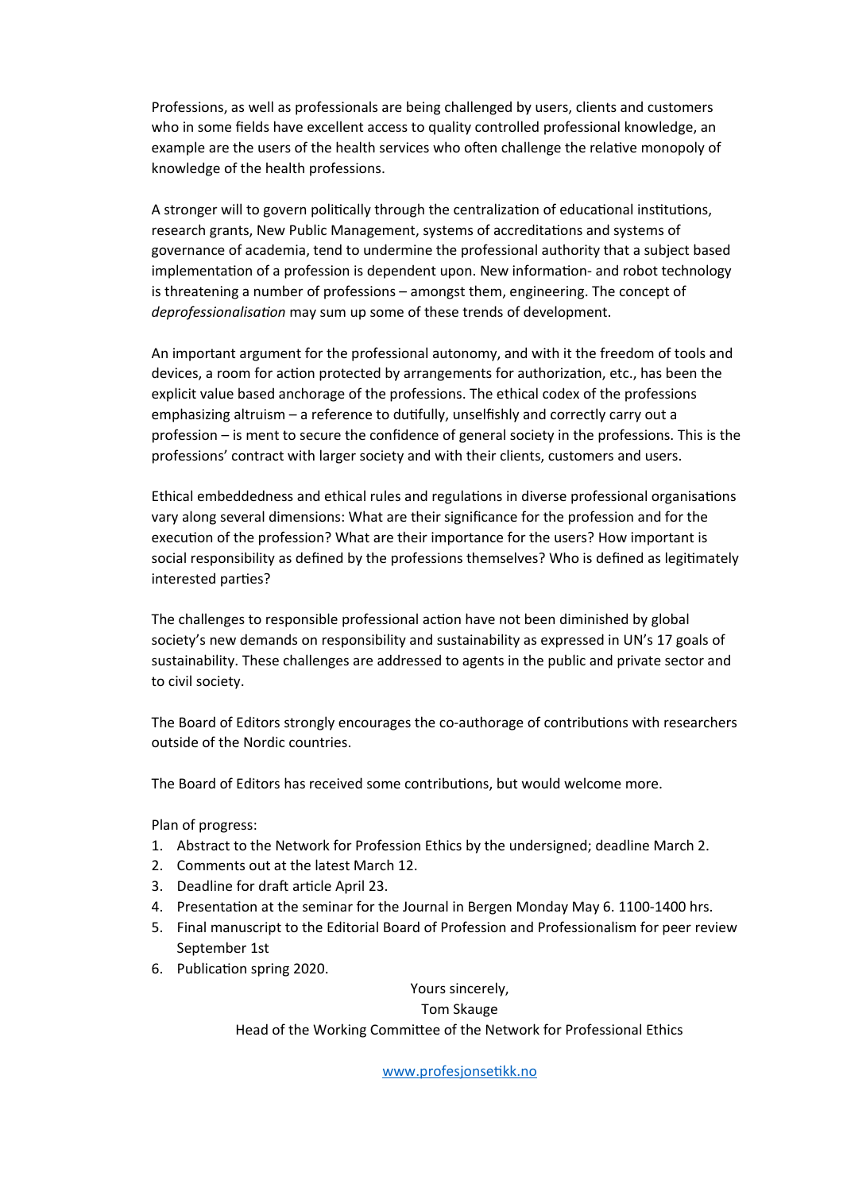Professions, as well as professionals are being challenged by users, clients and customers who in some fields have excellent access to quality controlled professional knowledge, an example are the users of the health services who often challenge the relative monopoly of knowledge of the health professions.

A stronger will to govern politically through the centralization of educational institutions, research grants, New Public Management, systems of accreditations and systems of governance of academia, tend to undermine the professional authority that a subject based implementation of a profession is dependent upon. New information- and robot technology is threatening a number of professions – amongst them, engineering. The concept of *deprofessionalisation* may sum up some of these trends of development.

An important argument for the professional autonomy, and with it the freedom of tools and devices, a room for action protected by arrangements for authorization, etc., has been the explicit value based anchorage of the professions. The ethical codex of the professions emphasizing altruism – a reference to dutifully, unselfishly and correctly carry out a profession – is ment to secure the confidence of general society in the professions. This is the professions' contract with larger society and with their clients, customers and users.

Ethical embeddedness and ethical rules and regulations in diverse professional organisations vary along several dimensions: What are their significance for the profession and for the execution of the profession? What are their importance for the users? How important is social responsibility as defined by the professions themselves? Who is defined as legitimately interested parties?

The challenges to responsible professional action have not been diminished by global society's new demands on responsibility and sustainability as expressed in UN's 17 goals of sustainability. These challenges are addressed to agents in the public and private sector and to civil society.

The Board of Editors strongly encourages the co-authorage of contributions with researchers outside of the Nordic countries.

The Board of Editors has received some contributions, but would welcome more.

Plan of progress:

1. Abstract to the Network for Profession Ethics by the undersigned; deadline March 2.
2. Comments out at the latest March 12.
3. Deadline for draft article April 23.
4. Presentation at the seminar for the Journal in Bergen Monday May 6. 1100-1400 hrs.
5. Final manuscript to the Editorial Board of Profession and Professionalism for peer review September 1st
6. Publication spring 2020.

Yours sincerely,

Tom Skauge

Head of the Working Committee of the Network for Professional Ethics

www.profesjonsetikk.no